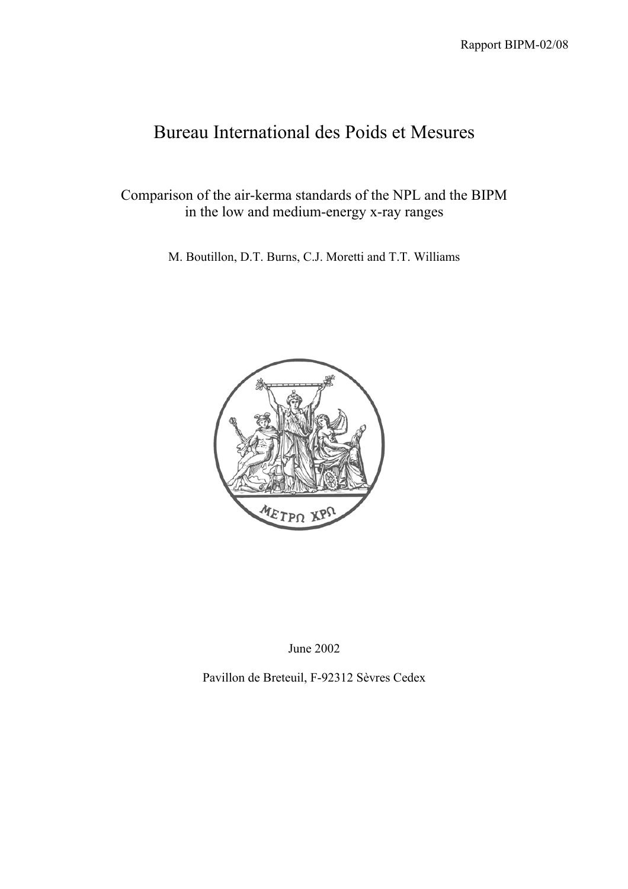Rapport BIPM-02/08

# Bureau International des Poids et Mesures

Comparison of the air-kerma standards of the NPL and the BIPM
in the low and medium-energy x-ray ranges

M. Boutillon, D.T. Burns, C.J. Moretti and T.T. Williams

June 2002

Pavillon de Breteuil, F-92312 Sèvres Cedex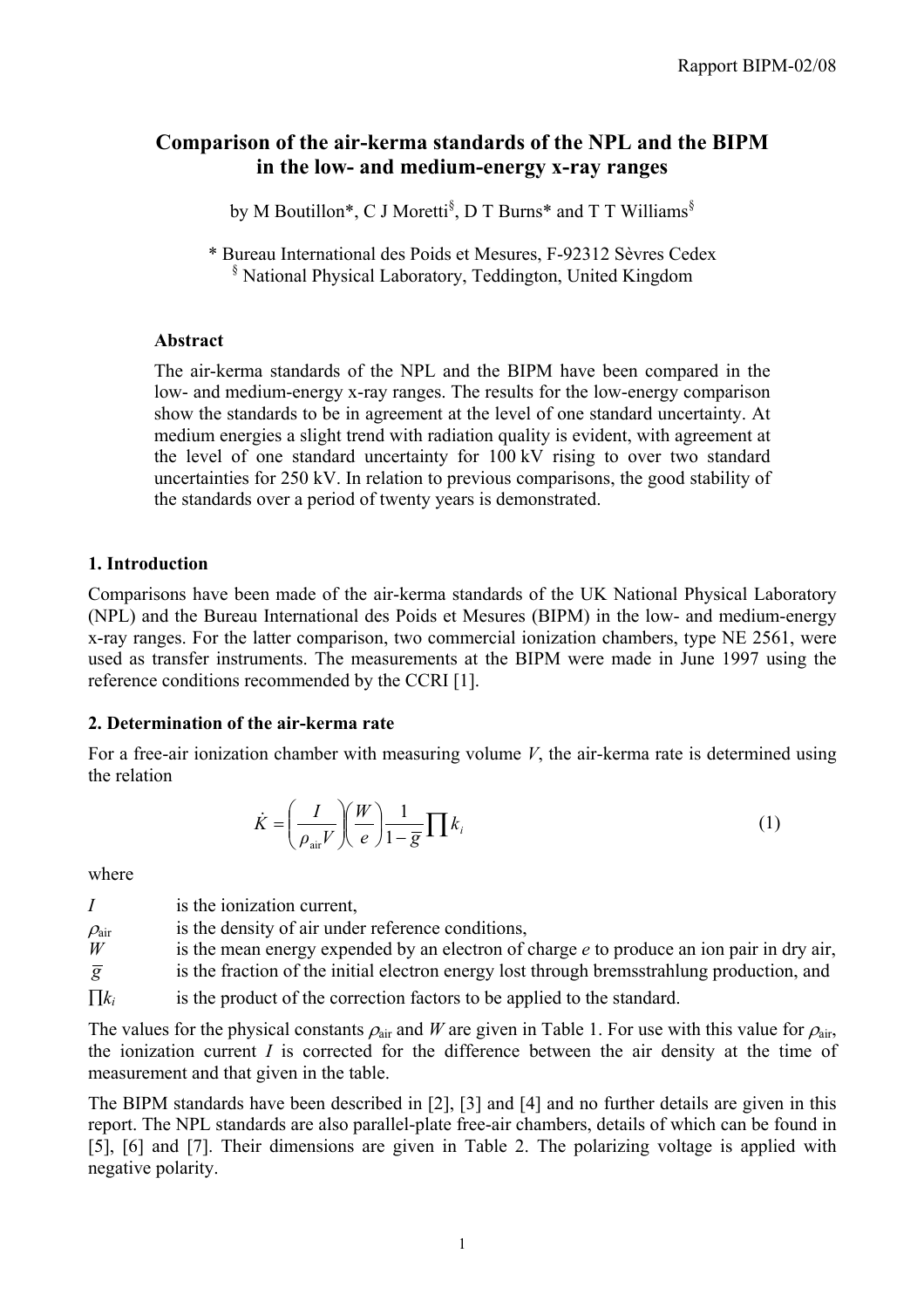# Comparison of the air-kerma standards of the NPL and the BIPM in the low- and medium-energy x-ray ranges

by M Boutillon*, C J Moretti[§], D T Burns* and T T Williams[§]

\* Bureau International des Poids et Mesures, F-92312 Sèvres Cedex
[§] National Physical Laboratory, Teddington, United Kingdom

### Abstract

The air-kerma standards of the NPL and the BIPM have been compared in the low- and medium-energy x-ray ranges. The results for the low-energy comparison show the standards to be in agreement at the level of one standard uncertainty. At medium energies a slight trend with radiation quality is evident, with agreement at the level of one standard uncertainty for 100 kV rising to over two standard uncertainties for 250 kV. In relation to previous comparisons, the good stability of the standards over a period of twenty years is demonstrated.

## 1. Introduction

Comparisons have been made of the air-kerma standards of the UK National Physical Laboratory (NPL) and the Bureau International des Poids et Mesures (BIPM) in the low- and medium-energy x-ray ranges. For the latter comparison, two commercial ionization chambers, type NE 2561, were used as transfer instruments. The measurements at the BIPM were made in June 1997 using the reference conditions recommended by the CCRI [1].

## 2. Determination of the air-kerma rate

For a free-air ionization chamber with measuring volume $V$, the air-kerma rate is determined using the relation

$$\dot{K} = \left(\frac{I}{\rho_{\text{air}} V}\right)\left(\frac{W}{e}\right)\frac{1}{1-\overline{g}}\prod k_i \tag{1}$$

where

- $I$ is the ionization current,
- $\rho_{\text{air}}$ is the density of air under reference conditions,
- $W$ is the mean energy expended by an electron of charge $e$ to produce an ion pair in dry air,
- $\overline{g}$ is the fraction of the initial electron energy lost through bremsstrahlung production, and
- $\prod k_i$ is the product of the correction factors to be applied to the standard.

The values for the physical constants $\rho_{\text{air}}$ and $W$ are given in Table 1. For use with this value for $\rho_{\text{air}}$, the ionization current $I$ is corrected for the difference between the air density at the time of measurement and that given in the table.

The BIPM standards have been described in [2], [3] and [4] and no further details are given in this report. The NPL standards are also parallel-plate free-air chambers, details of which can be found in [5], [6] and [7]. Their dimensions are given in Table 2. The polarizing voltage is applied with negative polarity.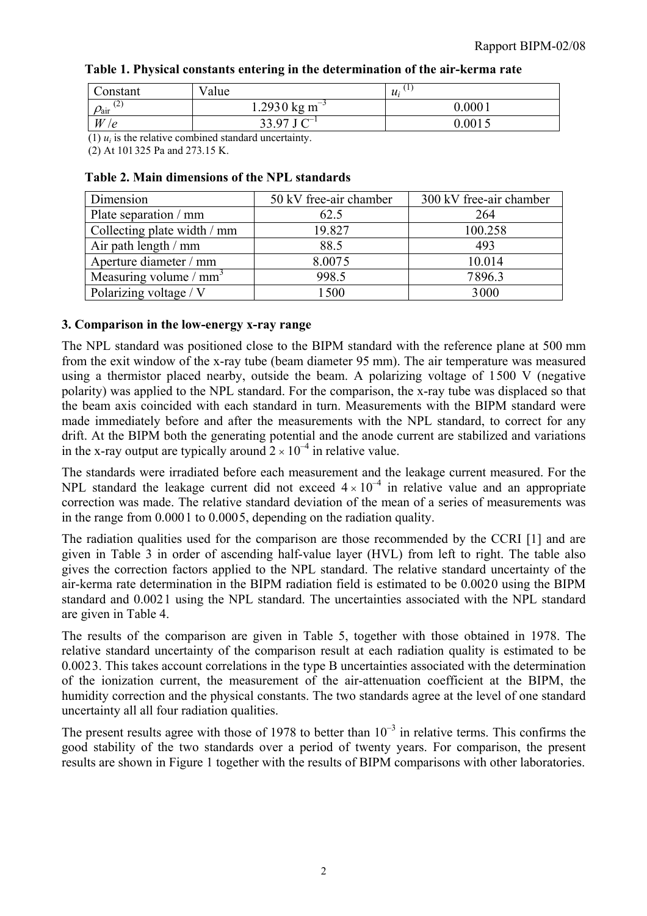**Table 1. Physical constants entering in the determination of the air-kerma rate**

| Constant | Value | $u_i$ (1) |
|---|---|---|
| $\rho_{air}$ (2) | 1.2930 kg m$^{-3}$ | 0.0001 |
| $W/e$ | 33.97 J C$^{-1}$ | 0.0015 |

(1) $u_i$ is the relative combined standard uncertainty.

(2) At 101 325 Pa and 273.15 K.

**Table 2. Main dimensions of the NPL standards**

| Dimension | 50 kV free-air chamber | 300 kV free-air chamber |
|---|---|---|
| Plate separation / mm | 62.5 | 264 |
| Collecting plate width / mm | 19.827 | 100.258 |
| Air path length / mm | 88.5 | 493 |
| Aperture diameter / mm | 8.0075 | 10.014 |
| Measuring volume / mm$^3$ | 998.5 | 7896.3 |
| Polarizing voltage / V | 1500 | 3000 |

### 3. Comparison in the low-energy x-ray range

The NPL standard was positioned close to the BIPM standard with the reference plane at 500 mm from the exit window of the x-ray tube (beam diameter 95 mm). The air temperature was measured using a thermistor placed nearby, outside the beam. A polarizing voltage of 1500 V (negative polarity) was applied to the NPL standard. For the comparison, the x-ray tube was displaced so that the beam axis coincided with each standard in turn. Measurements with the BIPM standard were made immediately before and after the measurements with the NPL standard, to correct for any drift. At the BIPM both the generating potential and the anode current are stabilized and variations in the x-ray output are typically around $2 \times 10^{-4}$ in relative value.

The standards were irradiated before each measurement and the leakage current measured. For the NPL standard the leakage current did not exceed $4 \times 10^{-4}$ in relative value and an appropriate correction was made. The relative standard deviation of the mean of a series of measurements was in the range from 0.0001 to 0.0005, depending on the radiation quality.

The radiation qualities used for the comparison are those recommended by the CCRI [1] and are given in Table 3 in order of ascending half-value layer (HVL) from left to right. The table also gives the correction factors applied to the NPL standard. The relative standard uncertainty of the air-kerma rate determination in the BIPM radiation field is estimated to be 0.0020 using the BIPM standard and 0.0021 using the NPL standard. The uncertainties associated with the NPL standard are given in Table 4.

The results of the comparison are given in Table 5, together with those obtained in 1978. The relative standard uncertainty of the comparison result at each radiation quality is estimated to be 0.0023. This takes account correlations in the type B uncertainties associated with the determination of the ionization current, the measurement of the air-attenuation coefficient at the BIPM, the humidity correction and the physical constants. The two standards agree at the level of one standard uncertainty all all four radiation qualities.

The present results agree with those of 1978 to better than $10^{-3}$ in relative terms. This confirms the good stability of the two standards over a period of twenty years. For comparison, the present results are shown in Figure 1 together with the results of BIPM comparisons with other laboratories.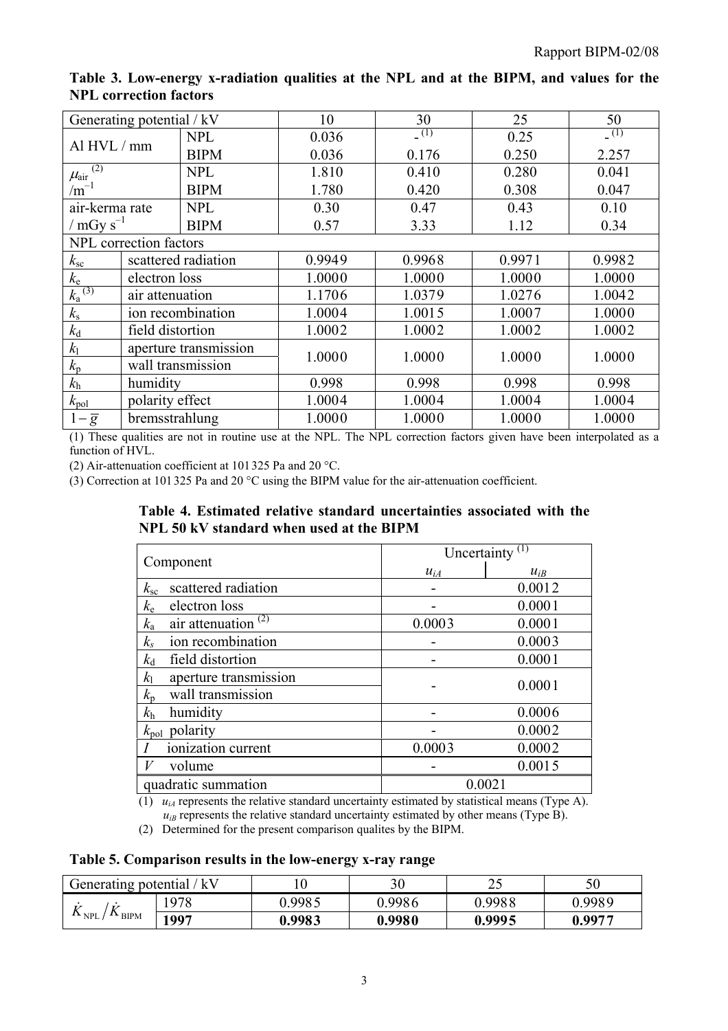**Table 3. Low-energy x-radiation qualities at the NPL and at the BIPM, and values for the NPL correction factors**

| Generating potential / kV | | 10 | 30 | 25 | 50 |
|---|---|---|---|---|---|
| Al HVL / mm | NPL | 0.036 | - [(1)] | 0.25 | - [(1)] |
| | BIPM | 0.036 | 0.176 | 0.250 | 2.257 |
| $\mu_{air}$ [(2)] $/m^{-1}$ | NPL | 1.810 | 0.410 | 0.280 | 0.041 |
| | BIPM | 1.780 | 0.420 | 0.308 | 0.047 |
| air-kerma rate / $mGy\ s^{-1}$ | NPL | 0.30 | 0.47 | 0.43 | 0.10 |
| | BIPM | 0.57 | 3.33 | 1.12 | 0.34 |
| NPL correction factors | | | | | |
| $k_{sc}$ | scattered radiation | 0.9949 | 0.9968 | 0.9971 | 0.9982 |
| $k_e$ | electron loss | 1.0000 | 1.0000 | 1.0000 | 1.0000 |
| $k_a$ [(3)] | air attenuation | 1.1706 | 1.0379 | 1.0276 | 1.0042 |
| $k_s$ | ion recombination | 1.0004 | 1.0015 | 1.0007 | 1.0000 |
| $k_d$ | field distortion | 1.0002 | 1.0002 | 1.0002 | 1.0002 |
| $k_l$ / $k_p$ | aperture transmission / wall transmission | 1.0000 | 1.0000 | 1.0000 | 1.0000 |
| $k_h$ | humidity | 0.998 | 0.998 | 0.998 | 0.998 |
| $k_{pol}$ | polarity effect | 1.0004 | 1.0004 | 1.0004 | 1.0004 |
| $1-\overline{g}$ | bremsstrahlung | 1.0000 | 1.0000 | 1.0000 | 1.0000 |

(1) These qualities are not in routine use at the NPL. The NPL correction factors given have been interpolated as a function of HVL.

(2) Air-attenuation coefficient at 101 325 Pa and 20 °C.

(3) Correction at 101 325 Pa and 20 °C using the BIPM value for the air-attenuation coefficient.

**Table 4. Estimated relative standard uncertainties associated with the NPL 50 kV standard when used at the BIPM**

| Component | | Uncertainty [(1)] $u_{iA}$ | Uncertainty [(1)] $u_{iB}$ |
|---|---|---|---|
| $k_{sc}$ | scattered radiation | - | 0.0012 |
| $k_e$ | electron loss | - | 0.0001 |
| $k_a$ | air attenuation [(2)] | 0.0003 | 0.0001 |
| $k_s$ | ion recombination | - | 0.0003 |
| $k_d$ | field distortion | - | 0.0001 |
| $k_l$ / $k_p$ | aperture transmission / wall transmission | - | 0.0001 |
| $k_h$ | humidity | - | 0.0006 |
| $k_{pol}$ | polarity | - | 0.0002 |
| $I$ | ionization current | 0.0003 | 0.0002 |
| $V$ | volume | - | 0.0015 |
| quadratic summation | | 0.0021 | |

(1) $u_{iA}$ represents the relative standard uncertainty estimated by statistical means (Type A). $u_{iB}$ represents the relative standard uncertainty estimated by other means (Type B).

(2) Determined for the present comparison qualites by the BIPM.

**Table 5. Comparison results in the low-energy x-ray range**

| Generating potential / kV | | 10 | 30 | 25 | 50 |
|---|---|---|---|---|---|
| $\dot{K}_{NPL}/\dot{K}_{BIPM}$ | 1978 | 0.9985 | 0.9986 | 0.9988 | 0.9989 |
| | **1997** | **0.9983** | **0.9980** | **0.9995** | **0.9977** |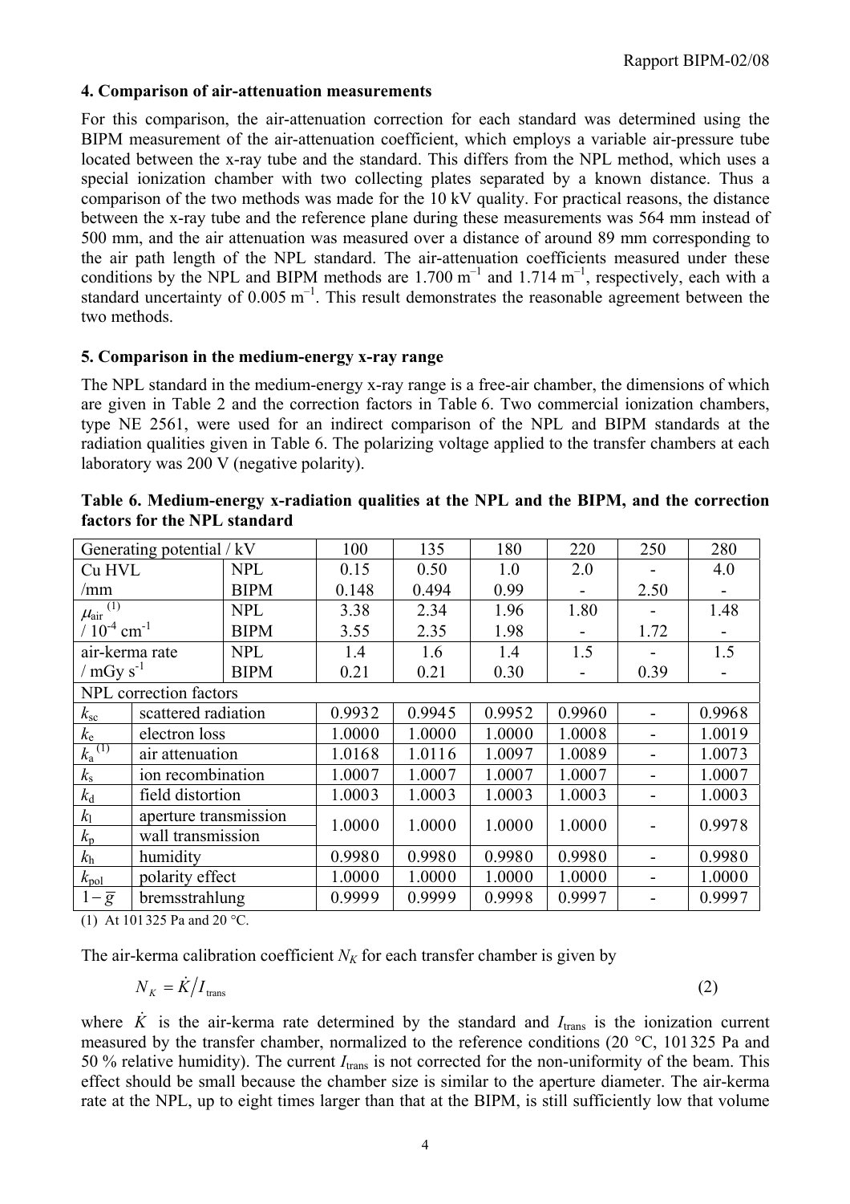## 4. Comparison of air-attenuation measurements

For this comparison, the air-attenuation correction for each standard was determined using the BIPM measurement of the air-attenuation coefficient, which employs a variable air-pressure tube located between the x-ray tube and the standard. This differs from the NPL method, which uses a special ionization chamber with two collecting plates separated by a known distance. Thus a comparison of the two methods was made for the 10 kV quality. For practical reasons, the distance between the x-ray tube and the reference plane during these measurements was 564 mm instead of 500 mm, and the air attenuation was measured over a distance of around 89 mm corresponding to the air path length of the NPL standard. The air-attenuation coefficients measured under these conditions by the NPL and BIPM methods are 1.700 m$^{-1}$ and 1.714 m$^{-1}$, respectively, each with a standard uncertainty of 0.005 m$^{-1}$. This result demonstrates the reasonable agreement between the two methods.

## 5. Comparison in the medium-energy x-ray range

The NPL standard in the medium-energy x-ray range is a free-air chamber, the dimensions of which are given in Table 2 and the correction factors in Table 6. Two commercial ionization chambers, type NE 2561, were used for an indirect comparison of the NPL and BIPM standards at the radiation qualities given in Table 6. The polarizing voltage applied to the transfer chambers at each laboratory was 200 V (negative polarity).

**Table 6. Medium-energy x-radiation qualities at the NPL and the BIPM, and the correction factors for the NPL standard**

| Generating potential / kV | | | 100 | 135 | 180 | 220 | 250 | 280 |
|---|---|---|---|---|---|---|---|---|
| Cu HVL /mm | | NPL | 0.15 | 0.50 | 1.0 | 2.0 | - | 4.0 |
| | | BIPM | 0.148 | 0.494 | 0.99 | - | 2.50 | - |
| $\mu_{air}$ (1) / $10^{-4}$ cm$^{-1}$ | | NPL | 3.38 | 2.34 | 1.96 | 1.80 | - | 1.48 |
| | | BIPM | 3.55 | 2.35 | 1.98 | - | 1.72 | - |
| air-kerma rate / mGy s$^{-1}$ | | NPL | 1.4 | 1.6 | 1.4 | 1.5 | - | 1.5 |
| | | BIPM | 0.21 | 0.21 | 0.30 | - | 0.39 | - |
| NPL correction factors | | | | | | | | |
| $k_{sc}$ | scattered radiation | | 0.9932 | 0.9945 | 0.9952 | 0.9960 | - | 0.9968 |
| $k_e$ | electron loss | | 1.0000 | 1.0000 | 1.0000 | 1.0008 | - | 1.0019 |
| $k_a$ (1) | air attenuation | | 1.0168 | 1.0116 | 1.0097 | 1.0089 | - | 1.0073 |
| $k_s$ | ion recombination | | 1.0007 | 1.0007 | 1.0007 | 1.0007 | - | 1.0007 |
| $k_d$ | field distortion | | 1.0003 | 1.0003 | 1.0003 | 1.0003 | - | 1.0003 |
| $k_l$ | aperture transmission | | 1.0000 | 1.0000 | 1.0000 | 1.0000 | - | 0.9978 |
| $k_p$ | wall transmission | | | | | | | |
| $k_h$ | humidity | | 0.9980 | 0.9980 | 0.9980 | 0.9980 | - | 0.9980 |
| $k_{pol}$ | polarity effect | | 1.0000 | 1.0000 | 1.0000 | 1.0000 | - | 1.0000 |
| $1-\bar{g}$ | bremsstrahlung | | 0.9999 | 0.9999 | 0.9998 | 0.9997 | - | 0.9997 |

(1) At 101 325 Pa and 20 °C.

The air-kerma calibration coefficient $N_K$ for each transfer chamber is given by

$$N_K = \dot{K} / I_{\text{trans}} \tag{2}$$

where $\dot{K}$ is the air-kerma rate determined by the standard and $I_{\text{trans}}$ is the ionization current measured by the transfer chamber, normalized to the reference conditions (20 °C, 101 325 Pa and 50 % relative humidity). The current $I_{\text{trans}}$ is not corrected for the non-uniformity of the beam. This effect should be small because the chamber size is similar to the aperture diameter. The air-kerma rate at the NPL, up to eight times larger than that at the BIPM, is still sufficiently low that volume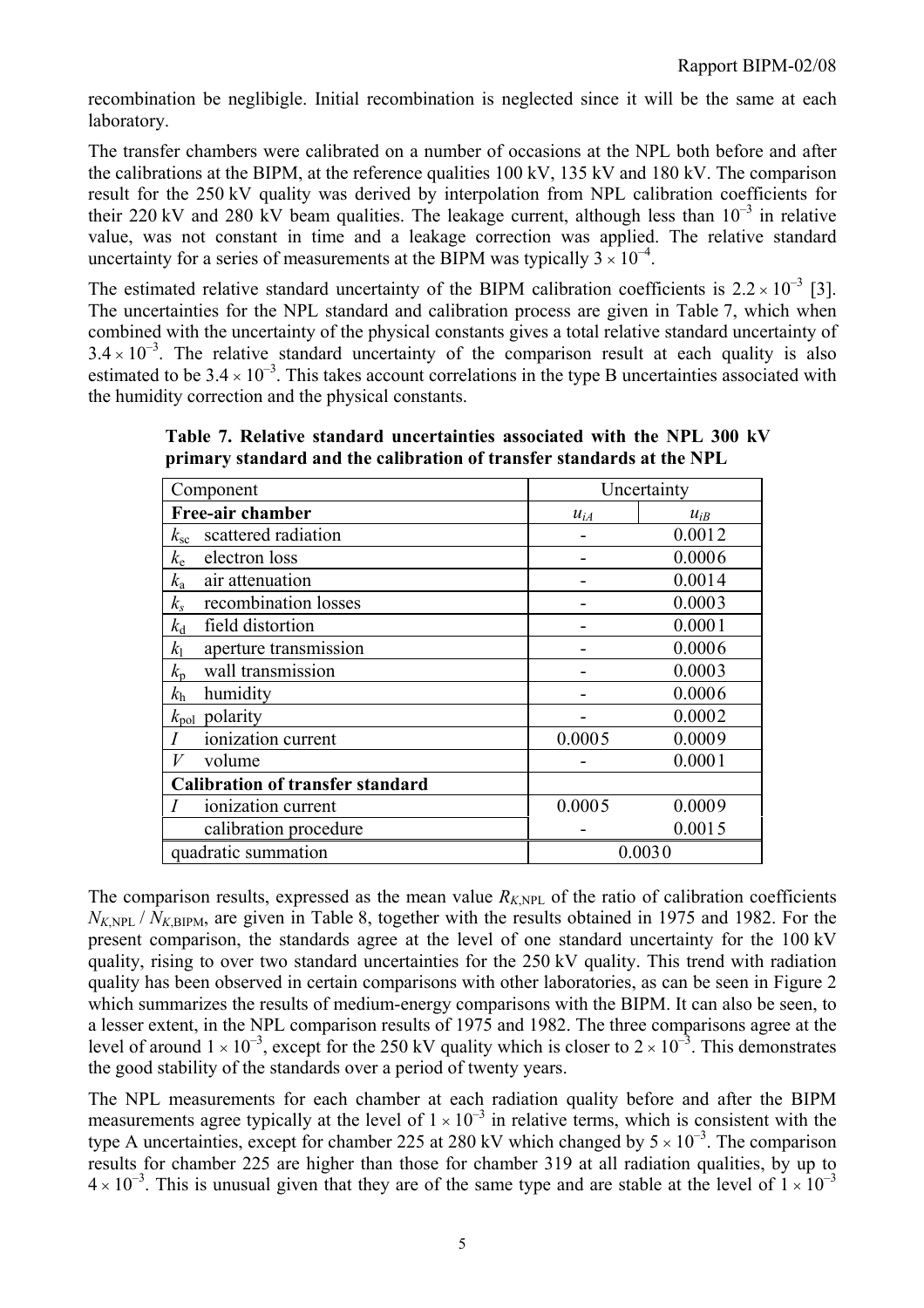recombination be neglibigle. Initial recombination is neglected since it will be the same at each laboratory.

The transfer chambers were calibrated on a number of occasions at the NPL both before and after the calibrations at the BIPM, at the reference qualities 100 kV, 135 kV and 180 kV. The comparison result for the 250 kV quality was derived by interpolation from NPL calibration coefficients for their 220 kV and 280 kV beam qualities. The leakage current, although less than $10^{-3}$ in relative value, was not constant in time and a leakage correction was applied. The relative standard uncertainty for a series of measurements at the BIPM was typically $3 \times 10^{-4}$.

The estimated relative standard uncertainty of the BIPM calibration coefficients is $2.2 \times 10^{-3}$ [3]. The uncertainties for the NPL standard and calibration process are given in Table 7, which when combined with the uncertainty of the physical constants gives a total relative standard uncertainty of $3.4 \times 10^{-3}$. The relative standard uncertainty of the comparison result at each quality is also estimated to be $3.4 \times 10^{-3}$. This takes account correlations in the type B uncertainties associated with the humidity correction and the physical constants.

**Table 7. Relative standard uncertainties associated with the NPL 300 kV primary standard and the calibration of transfer standards at the NPL**

| Component | Uncertainty | |
|---|---|---|
| **Free-air chamber** | $u_{iA}$ | $u_{iB}$ |
| $k_{sc}$ scattered radiation | - | 0.0012 |
| $k_e$ electron loss | - | 0.0006 |
| $k_a$ air attenuation | - | 0.0014 |
| $k_s$ recombination losses | - | 0.0003 |
| $k_d$ field distortion | - | 0.0001 |
| $k_l$ aperture transmission | - | 0.0006 |
| $k_p$ wall transmission | - | 0.0003 |
| $k_h$ humidity | - | 0.0006 |
| $k_{pol}$ polarity | - | 0.0002 |
| $I$ ionization current | 0.0005 | 0.0009 |
| $V$ volume | - | 0.0001 |
| **Calibration of transfer standard** | | |
| $I$ ionization current | 0.0005 | 0.0009 |
| calibration procedure | - | 0.0015 |
| quadratic summation | 0.0030 | |

The comparison results, expressed as the mean value $R_{K,\text{NPL}}$ of the ratio of calibration coefficients $N_{K,\text{NPL}} / N_{K,\text{BIPM}}$, are given in Table 8, together with the results obtained in 1975 and 1982. For the present comparison, the standards agree at the level of one standard uncertainty for the 100 kV quality, rising to over two standard uncertainties for the 250 kV quality. This trend with radiation quality has been observed in certain comparisons with other laboratories, as can be seen in Figure 2 which summarizes the results of medium-energy comparisons with the BIPM. It can also be seen, to a lesser extent, in the NPL comparison results of 1975 and 1982. The three comparisons agree at the level of around $1 \times 10^{-3}$, except for the 250 kV quality which is closer to $2 \times 10^{-3}$. This demonstrates the good stability of the standards over a period of twenty years.

The NPL measurements for each chamber at each radiation quality before and after the BIPM measurements agree typically at the level of $1 \times 10^{-3}$ in relative terms, which is consistent with the type A uncertainties, except for chamber 225 at 280 kV which changed by $5 \times 10^{-3}$. The comparison results for chamber 225 are higher than those for chamber 319 at all radiation qualities, by up to $4 \times 10^{-3}$. This is unusual given that they are of the same type and are stable at the level of $1 \times 10^{-3}$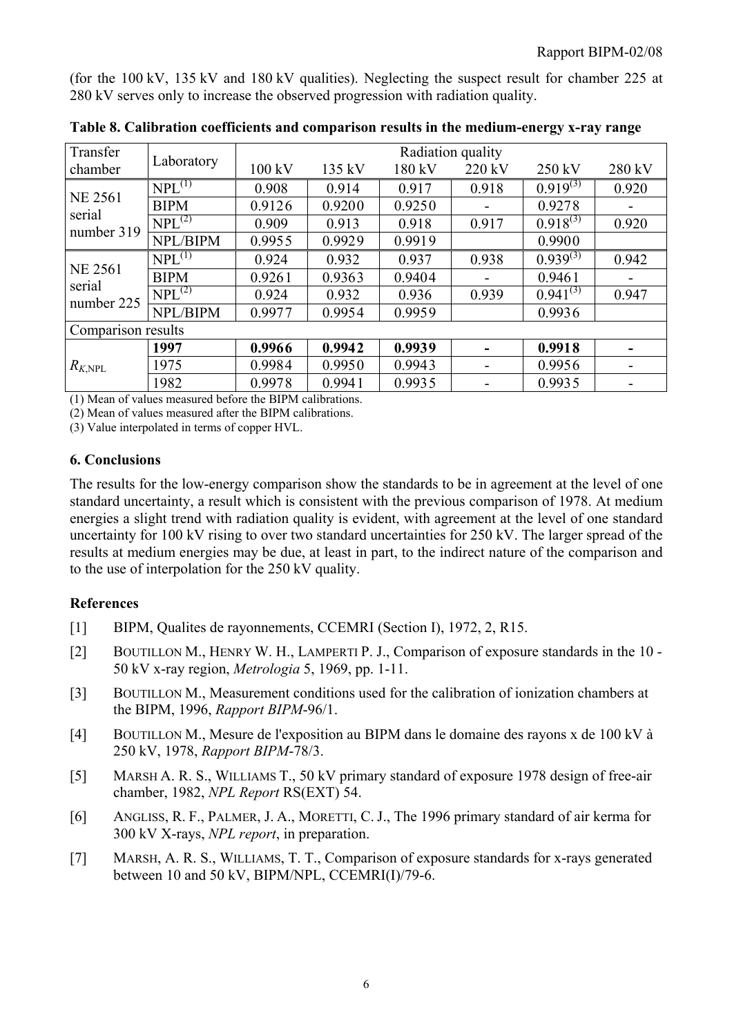(for the 100 kV, 135 kV and 180 kV qualities). Neglecting the suspect result for chamber 225 at 280 kV serves only to increase the observed progression with radiation quality.

**Table 8. Calibration coefficients and comparison results in the medium-energy x-ray range**

| Transfer chamber | Laboratory | Radiation quality | | | | | |
|---|---|---|---|---|---|---|---|
| | | 100 kV | 135 kV | 180 kV | 220 kV | 250 kV | 280 kV |
| NE 2561 serial number 319 | NPL[(1)] | 0.908 | 0.914 | 0.917 | 0.918 | 0.919[(3)] | 0.920 |
| | BIPM | 0.9126 | 0.9200 | 0.9250 | - | 0.9278 | - |
| | NPL[(2)] | 0.909 | 0.913 | 0.918 | 0.917 | 0.918[(3)] | 0.920 |
| | NPL/BIPM | 0.9955 | 0.9929 | 0.9919 | | 0.9900 | |
| NE 2561 serial number 225 | NPL[(1)] | 0.924 | 0.932 | 0.937 | 0.938 | 0.939[(3)] | 0.942 |
| | BIPM | 0.9261 | 0.9363 | 0.9404 | - | 0.9461 | - |
| | NPL[(2)] | 0.924 | 0.932 | 0.936 | 0.939 | 0.941[(3)] | 0.947 |
| | NPL/BIPM | 0.9977 | 0.9954 | 0.9959 | | 0.9936 | |
| Comparison results | | | | | | | |
| $R_{K,\mathrm{NPL}}$ | **1997** | **0.9966** | **0.9942** | **0.9939** | **-** | **0.9918** | **-** |
| | 1975 | 0.9984 | 0.9950 | 0.9943 | - | 0.9956 | - |
| | 1982 | 0.9978 | 0.9941 | 0.9935 | - | 0.9935 | - |

(1) Mean of values measured before the BIPM calibrations.
(2) Mean of values measured after the BIPM calibrations.
(3) Value interpolated in terms of copper HVL.

## 6. Conclusions

The results for the low-energy comparison show the standards to be in agreement at the level of one standard uncertainty, a result which is consistent with the previous comparison of 1978. At medium energies a slight trend with radiation quality is evident, with agreement at the level of one standard uncertainty for 100 kV rising to over two standard uncertainties for 250 kV. The larger spread of the results at medium energies may be due, at least in part, to the indirect nature of the comparison and to the use of interpolation for the 250 kV quality.

## References

[1] BIPM, Qualites de rayonnements, CCEMRI (Section I), 1972, 2, R15.

[2] BOUTILLON M., HENRY W. H., LAMPERTI P. J., Comparison of exposure standards in the 10 - 50 kV x-ray region, *Metrologia* 5, 1969, pp. 1-11.

[3] BOUTILLON M., Measurement conditions used for the calibration of ionization chambers at the BIPM, 1996, *Rapport BIPM*-96/1.

[4] BOUTILLON M., Mesure de l'exposition au BIPM dans le domaine des rayons x de 100 kV à 250 kV, 1978, *Rapport BIPM*-78/3.

[5] MARSH A. R. S., WILLIAMS T., 50 kV primary standard of exposure 1978 design of free-air chamber, 1982, *NPL Report* RS(EXT) 54.

[6] ANGLISS, R. F., PALMER, J. A., MORETTI, C. J., The 1996 primary standard of air kerma for 300 kV X-rays, *NPL report*, in preparation.

[7] MARSH, A. R. S., WILLIAMS, T. T., Comparison of exposure standards for x-rays generated between 10 and 50 kV, BIPM/NPL, CCEMRI(I)/79-6.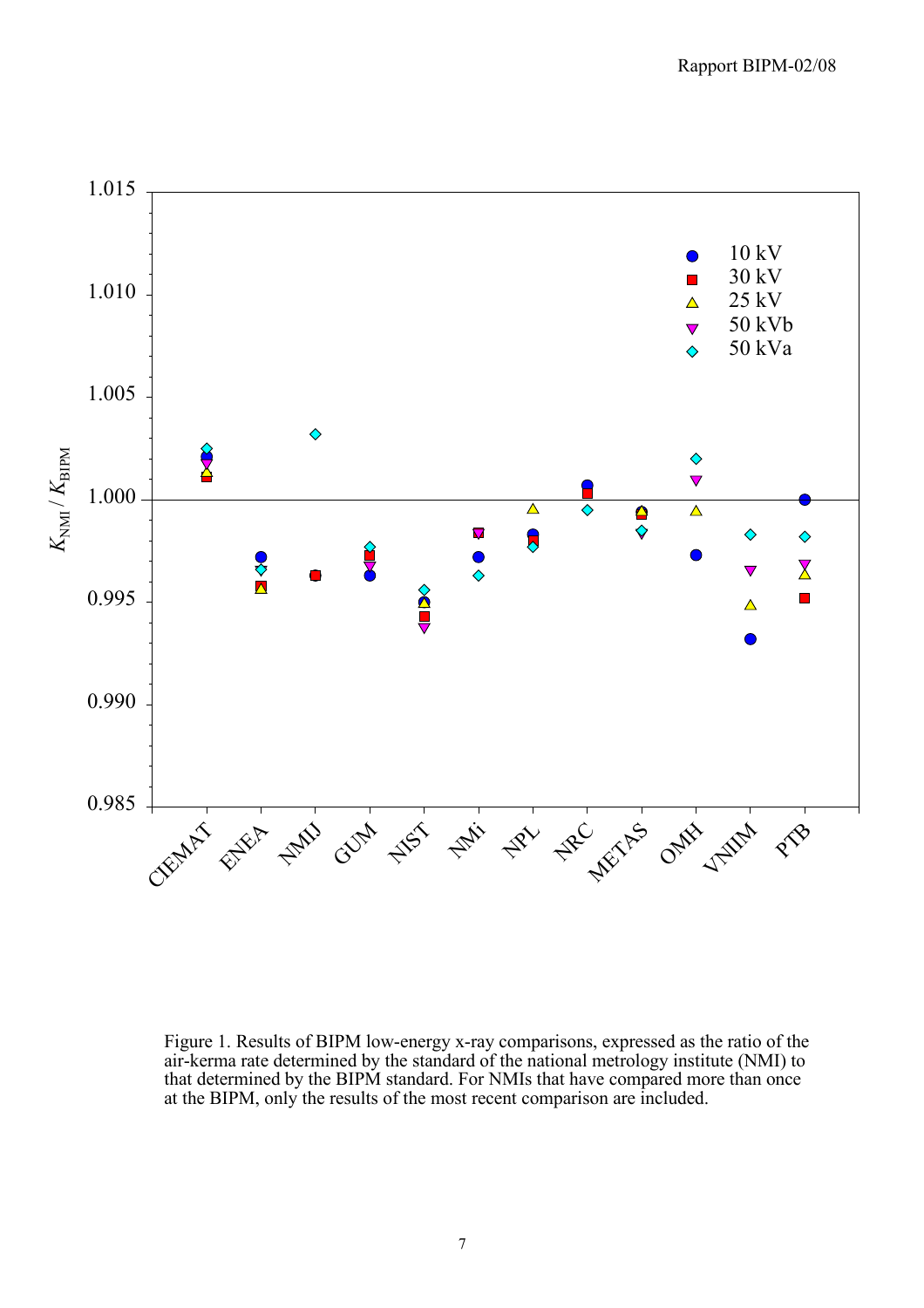Figure 1. Results of BIPM low-energy x-ray comparisons, expressed as the ratio of the air-kerma rate determined by the standard of the national metrology institute (NMI) to that determined by the BIPM standard. For NMIs that have compared more than once at the BIPM, only the results of the most recent comparison are included.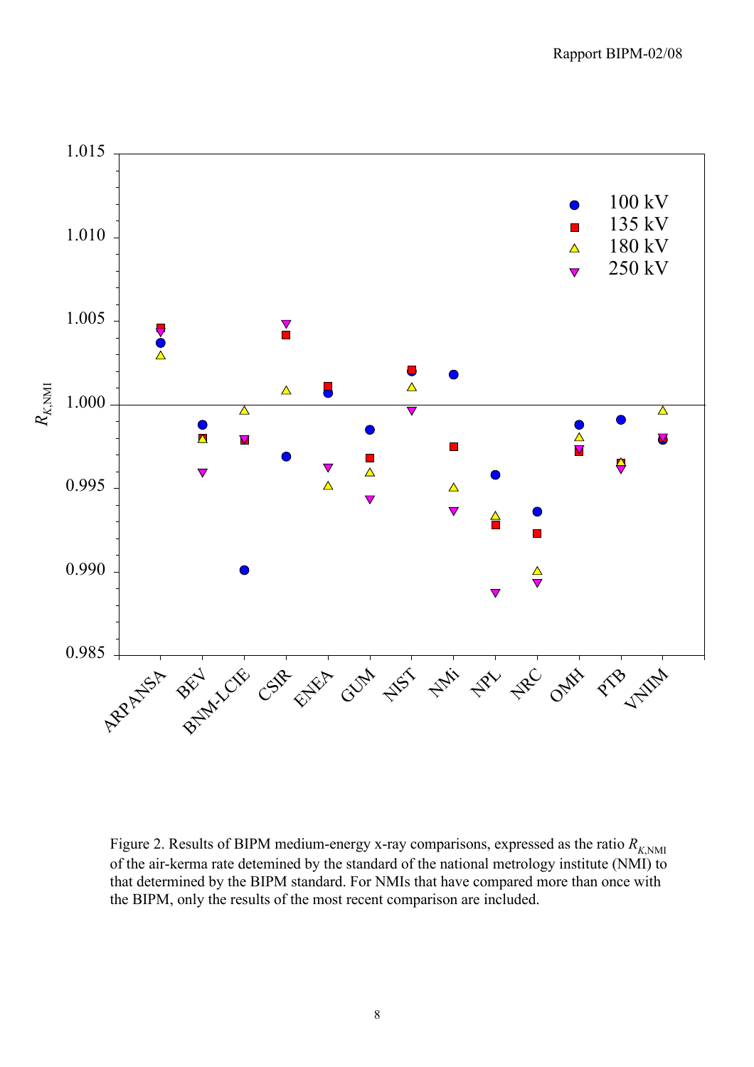1.015
1.010
1.005
1.000
0.995
0.990
0.985

$R_{K,\mathrm{NMI}}$

100 kV
135 kV
180 kV
250 kV

ARPANSA
BEV
BNM-LCIE
CSIR
ENEA
GUM
NIST
NMi
NPL
NRC
OMH
PTB
VNIIM

Figure 2. Results of BIPM medium-energy x-ray comparisons, expressed as the ratio $R_{K,\mathrm{NMI}}$ of the air-kerma rate detemined by the standard of the national metrology institute (NMI) to that determined by the BIPM standard. For NMIs that have compared more than once with the BIPM, only the results of the most recent comparison are included.